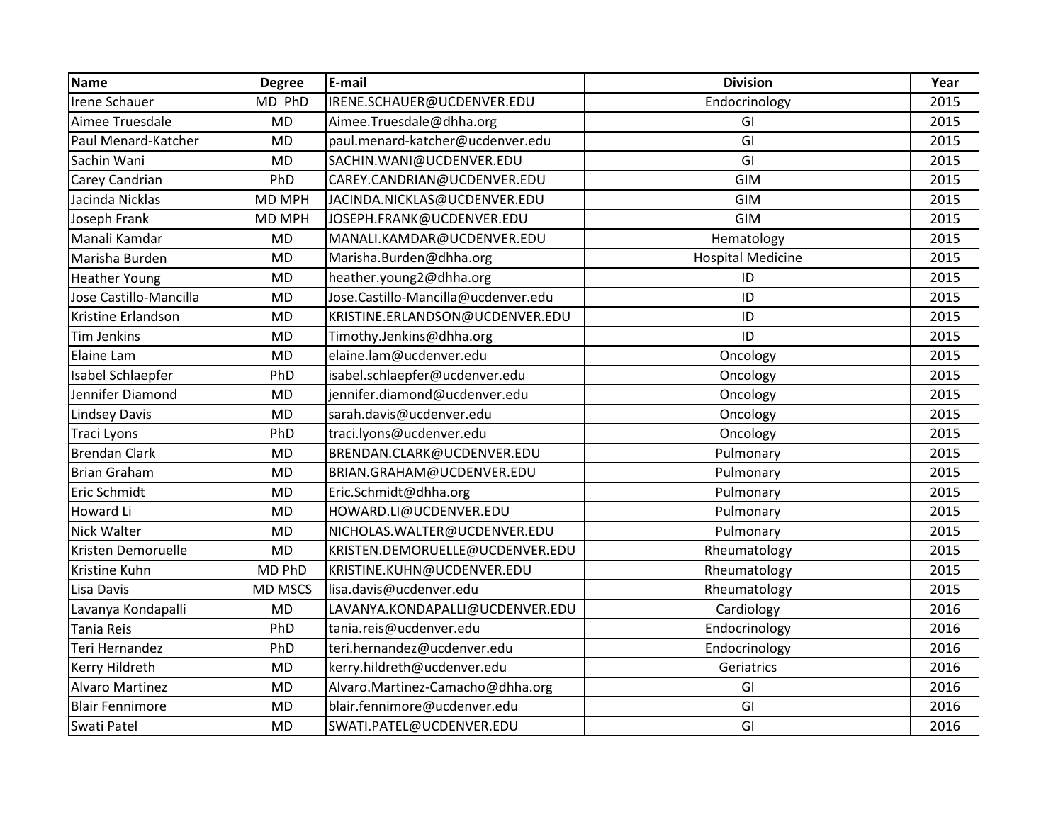| Name | Degree | E-mail | Division | Year |
| --- | --- | --- | --- | --- |
| Irene Schauer | MD PhD | IRENE.SCHAUER@UCDENVER.EDU | Endocrinology | 2015 |
| Aimee Truesdale | MD | Aimee.Truesdale@dhha.org | GI | 2015 |
| Paul Menard-Katcher | MD | paul.menard-katcher@ucdenver.edu | GI | 2015 |
| Sachin Wani | MD | SACHIN.WANI@UCDENVER.EDU | GI | 2015 |
| Carey Candrian | PhD | CAREY.CANDRIAN@UCDENVER.EDU | GIM | 2015 |
| Jacinda Nicklas | MD MPH | JACINDA.NICKLAS@UCDENVER.EDU | GIM | 2015 |
| Joseph Frank | MD MPH | JOSEPH.FRANK@UCDENVER.EDU | GIM | 2015 |
| Manali Kamdar | MD | MANALI.KAMDAR@UCDENVER.EDU | Hematology | 2015 |
| Marisha Burden | MD | Marisha.Burden@dhha.org | Hospital Medicine | 2015 |
| Heather Young | MD | heather.young2@dhha.org | ID | 2015 |
| Jose Castillo-Mancilla | MD | Jose.Castillo-Mancilla@ucdenver.edu | ID | 2015 |
| Kristine Erlandson | MD | KRISTINE.ERLANDSON@UCDENVER.EDU | ID | 2015 |
| Tim Jenkins | MD | Timothy.Jenkins@dhha.org | ID | 2015 |
| Elaine Lam | MD | elaine.lam@ucdenver.edu | Oncology | 2015 |
| Isabel Schlaepfer | PhD | isabel.schlaepfer@ucdenver.edu | Oncology | 2015 |
| Jennifer Diamond | MD | jennifer.diamond@ucdenver.edu | Oncology | 2015 |
| Lindsey Davis | MD | sarah.davis@ucdenver.edu | Oncology | 2015 |
| Traci Lyons | PhD | traci.lyons@ucdenver.edu | Oncology | 2015 |
| Brendan Clark | MD | BRENDAN.CLARK@UCDENVER.EDU | Pulmonary | 2015 |
| Brian Graham | MD | BRIAN.GRAHAM@UCDENVER.EDU | Pulmonary | 2015 |
| Eric Schmidt | MD | Eric.Schmidt@dhha.org | Pulmonary | 2015 |
| Howard Li | MD | HOWARD.LI@UCDENVER.EDU | Pulmonary | 2015 |
| Nick Walter | MD | NICHOLAS.WALTER@UCDENVER.EDU | Pulmonary | 2015 |
| Kristen Demoruelle | MD | KRISTEN.DEMORUELLE@UCDENVER.EDU | Rheumatology | 2015 |
| Kristine Kuhn | MD PhD | KRISTINE.KUHN@UCDENVER.EDU | Rheumatology | 2015 |
| Lisa Davis | MD MSCS | lisa.davis@ucdenver.edu | Rheumatology | 2015 |
| Lavanya Kondapalli | MD | LAVANYA.KONDAPALLI@UCDENVER.EDU | Cardiology | 2016 |
| Tania Reis | PhD | tania.reis@ucdenver.edu | Endocrinology | 2016 |
| Teri Hernandez | PhD | teri.hernandez@ucdenver.edu | Endocrinology | 2016 |
| Kerry Hildreth | MD | kerry.hildreth@ucdenver.edu | Geriatrics | 2016 |
| Alvaro Martinez | MD | Alvaro.Martinez-Camacho@dhha.org | GI | 2016 |
| Blair Fennimore | MD | blair.fennimore@ucdenver.edu | GI | 2016 |
| Swati Patel | MD | SWATI.PATEL@UCDENVER.EDU | GI | 2016 |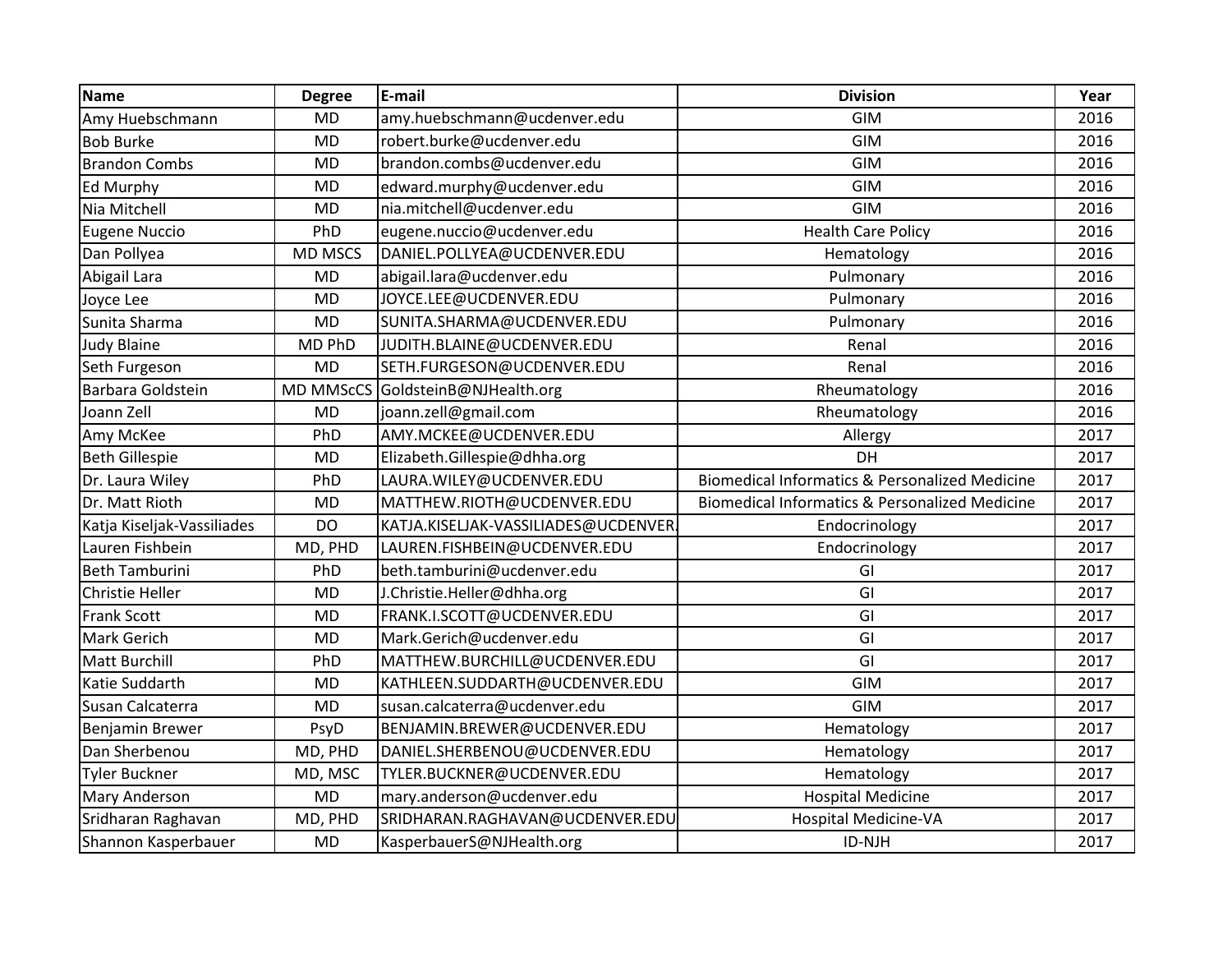| Name | Degree | E-mail | Division | Year |
|---|---|---|---|---|
| Amy Huebschmann | MD | amy.huebschmann@ucdenver.edu | GIM | 2016 |
| Bob Burke | MD | robert.burke@ucdenver.edu | GIM | 2016 |
| Brandon Combs | MD | brandon.combs@ucdenver.edu | GIM | 2016 |
| Ed Murphy | MD | edward.murphy@ucdenver.edu | GIM | 2016 |
| Nia Mitchell | MD | nia.mitchell@ucdenver.edu | GIM | 2016 |
| Eugene Nuccio | PhD | eugene.nuccio@ucdenver.edu | Health Care Policy | 2016 |
| Dan Pollyea | MD MSCS | DANIEL.POLLYEA@UCDENVER.EDU | Hematology | 2016 |
| Abigail Lara | MD | abigail.lara@ucdenver.edu | Pulmonary | 2016 |
| Joyce Lee | MD | JOYCE.LEE@UCDENVER.EDU | Pulmonary | 2016 |
| Sunita Sharma | MD | SUNITA.SHARMA@UCDENVER.EDU | Pulmonary | 2016 |
| Judy Blaine | MD PhD | JUDITH.BLAINE@UCDENVER.EDU | Renal | 2016 |
| Seth Furgeson | MD | SETH.FURGESON@UCDENVER.EDU | Renal | 2016 |
| Barbara Goldstein | MD MMScCS | GoldsteinB@NJHealth.org | Rheumatology | 2016 |
| Joann Zell | MD | joann.zell@gmail.com | Rheumatology | 2016 |
| Amy McKee | PhD | AMY.MCKEE@UCDENVER.EDU | Allergy | 2017 |
| Beth Gillespie | MD | Elizabeth.Gillespie@dhha.org | DH | 2017 |
| Dr. Laura Wiley | PhD | LAURA.WILEY@UCDENVER.EDU | Biomedical Informatics & Personalized Medicine | 2017 |
| Dr. Matt Rioth | MD | MATTHEW.RIOTH@UCDENVER.EDU | Biomedical Informatics & Personalized Medicine | 2017 |
| Katja Kiseljak-Vassiliades | DO | KATJA.KISELJAK-VASSILIADES@UCDENVER. | Endocrinology | 2017 |
| Lauren Fishbein | MD, PHD | LAUREN.FISHBEIN@UCDENVER.EDU | Endocrinology | 2017 |
| Beth Tamburini | PhD | beth.tamburini@ucdenver.edu | GI | 2017 |
| Christie Heller | MD | J.Christie.Heller@dhha.org | GI | 2017 |
| Frank Scott | MD | FRANK.I.SCOTT@UCDENVER.EDU | GI | 2017 |
| Mark Gerich | MD | Mark.Gerich@ucdenver.edu | GI | 2017 |
| Matt Burchill | PhD | MATTHEW.BURCHILL@UCDENVER.EDU | GI | 2017 |
| Katie Suddarth | MD | KATHLEEN.SUDDARTH@UCDENVER.EDU | GIM | 2017 |
| Susan Calcaterra | MD | susan.calcaterra@ucdenver.edu | GIM | 2017 |
| Benjamin Brewer | PsyD | BENJAMIN.BREWER@UCDENVER.EDU | Hematology | 2017 |
| Dan Sherbenou | MD, PHD | DANIEL.SHERBENOU@UCDENVER.EDU | Hematology | 2017 |
| Tyler Buckner | MD, MSC | TYLER.BUCKNER@UCDENVER.EDU | Hematology | 2017 |
| Mary Anderson | MD | mary.anderson@ucdenver.edu | Hospital Medicine | 2017 |
| Sridharan Raghavan | MD, PHD | SRIDHARAN.RAGHAVAN@UCDENVER.EDU | Hospital Medicine-VA | 2017 |
| Shannon Kasperbauer | MD | KasperbauerS@NJHealth.org | ID-NJH | 2017 |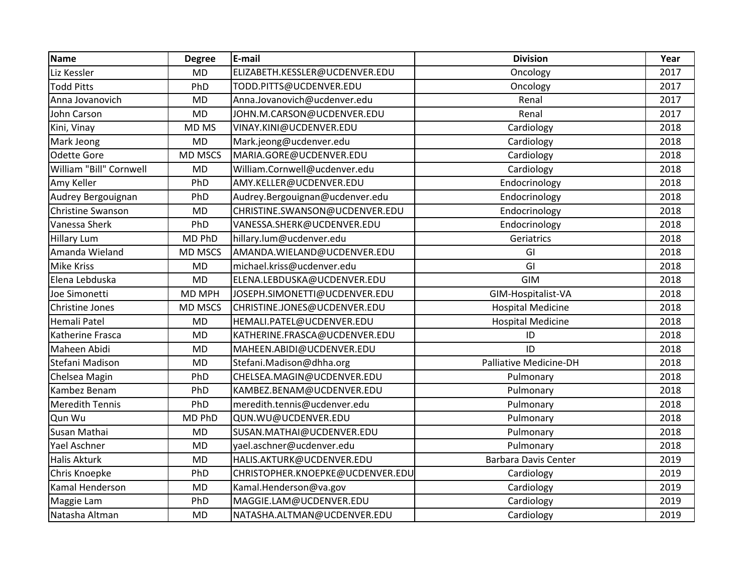| Name | Degree | E-mail | Division | Year |
|---|---|---|---|---|
| Liz Kessler | MD | ELIZABETH.KESSLER@UCDENVER.EDU | Oncology | 2017 |
| Todd Pitts | PhD | TODD.PITTS@UCDENVER.EDU | Oncology | 2017 |
| Anna Jovanovich | MD | Anna.Jovanovich@ucdenver.edu | Renal | 2017 |
| John Carson | MD | JOHN.M.CARSON@UCDENVER.EDU | Renal | 2017 |
| Kini, Vinay | MD MS | VINAY.KINI@UCDENVER.EDU | Cardiology | 2018 |
| Mark Jeong | MD | Mark.jeong@ucdenver.edu | Cardiology | 2018 |
| Odette Gore | MD MSCS | MARIA.GORE@UCDENVER.EDU | Cardiology | 2018 |
| William "Bill" Cornwell | MD | William.Cornwell@ucdenver.edu | Cardiology | 2018 |
| Amy Keller | PhD | AMY.KELLER@UCDENVER.EDU | Endocrinology | 2018 |
| Audrey Bergouignan | PhD | Audrey.Bergouignan@ucdenver.edu | Endocrinology | 2018 |
| Christine Swanson | MD | CHRISTINE.SWANSON@UCDENVER.EDU | Endocrinology | 2018 |
| Vanessa Sherk | PhD | VANESSA.SHERK@UCDENVER.EDU | Endocrinology | 2018 |
| Hillary Lum | MD PhD | hillary.lum@ucdenver.edu | Geriatrics | 2018 |
| Amanda Wieland | MD MSCS | AMANDA.WIELAND@UCDENVER.EDU | GI | 2018 |
| Mike Kriss | MD | michael.kriss@ucdenver.edu | GI | 2018 |
| Elena Lebduska | MD | ELENA.LEBDUSKA@UCDENVER.EDU | GIM | 2018 |
| Joe Simonetti | MD MPH | JOSEPH.SIMONETTI@UCDENVER.EDU | GIM-Hospitalist-VA | 2018 |
| Christine Jones | MD MSCS | CHRISTINE.JONES@UCDENVER.EDU | Hospital Medicine | 2018 |
| Hemali Patel | MD | HEMALI.PATEL@UCDENVER.EDU | Hospital Medicine | 2018 |
| Katherine Frasca | MD | KATHERINE.FRASCA@UCDENVER.EDU | ID | 2018 |
| Maheen Abidi | MD | MAHEEN.ABIDI@UCDENVER.EDU | ID | 2018 |
| Stefani Madison | MD | Stefani.Madison@dhha.org | Palliative Medicine-DH | 2018 |
| Chelsea Magin | PhD | CHELSEA.MAGIN@UCDENVER.EDU | Pulmonary | 2018 |
| Kambez Benam | PhD | KAMBEZ.BENAM@UCDENVER.EDU | Pulmonary | 2018 |
| Meredith Tennis | PhD | meredith.tennis@ucdenver.edu | Pulmonary | 2018 |
| Qun Wu | MD PhD | QUN.WU@UCDENVER.EDU | Pulmonary | 2018 |
| Susan Mathai | MD | SUSAN.MATHAI@UCDENVER.EDU | Pulmonary | 2018 |
| Yael Aschner | MD | yael.aschner@ucdenver.edu | Pulmonary | 2018 |
| Halis Akturk | MD | HALIS.AKTURK@UCDENVER.EDU | Barbara Davis Center | 2019 |
| Chris Knoepke | PhD | CHRISTOPHER.KNOEPKE@UCDENVER.EDU | Cardiology | 2019 |
| Kamal Henderson | MD | Kamal.Henderson@va.gov | Cardiology | 2019 |
| Maggie Lam | PhD | MAGGIE.LAM@UCDENVER.EDU | Cardiology | 2019 |
| Natasha Altman | MD | NATASHA.ALTMAN@UCDENVER.EDU | Cardiology | 2019 |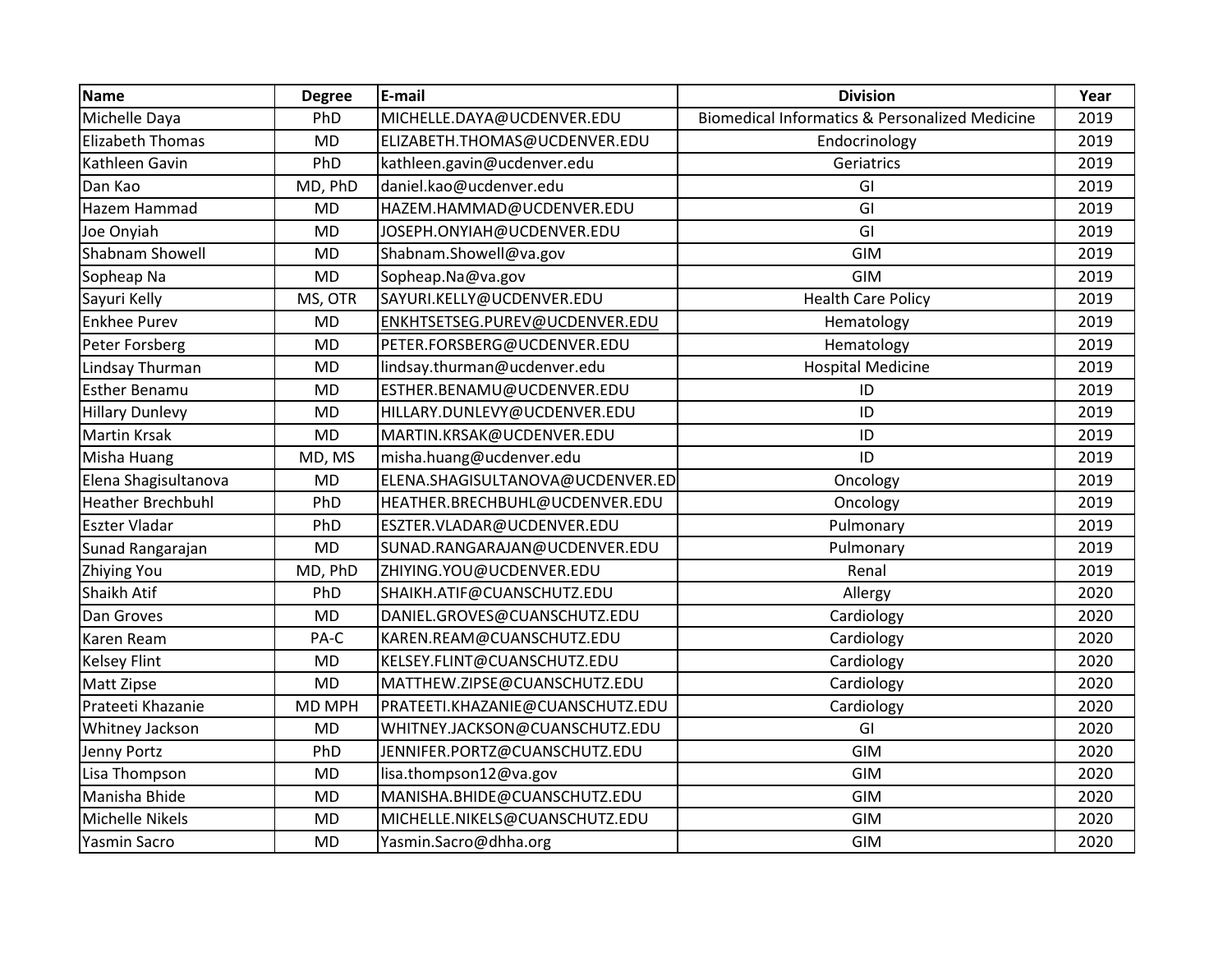| Name | Degree | E-mail | Division | Year |
|---|---|---|---|---|
| Michelle Daya | PhD | MICHELLE.DAYA@UCDENVER.EDU | Biomedical Informatics & Personalized Medicine | 2019 |
| Elizabeth Thomas | MD | ELIZABETH.THOMAS@UCDENVER.EDU | Endocrinology | 2019 |
| Kathleen Gavin | PhD | kathleen.gavin@ucdenver.edu | Geriatrics | 2019 |
| Dan Kao | MD, PhD | daniel.kao@ucdenver.edu | GI | 2019 |
| Hazem Hammad | MD | HAZEM.HAMMAD@UCDENVER.EDU | GI | 2019 |
| Joe Onyiah | MD | JOSEPH.ONYIAH@UCDENVER.EDU | GI | 2019 |
| Shabnam Showell | MD | Shabnam.Showell@va.gov | GIM | 2019 |
| Sopheap Na | MD | Sopheap.Na@va.gov | GIM | 2019 |
| Sayuri Kelly | MS, OTR | SAYURI.KELLY@UCDENVER.EDU | Health Care Policy | 2019 |
| Enkhee Purev | MD | ENKHTSETSEG.PUREV@UCDENVER.EDU | Hematology | 2019 |
| Peter Forsberg | MD | PETER.FORSBERG@UCDENVER.EDU | Hematology | 2019 |
| Lindsay Thurman | MD | lindsay.thurman@ucdenver.edu | Hospital Medicine | 2019 |
| Esther Benamu | MD | ESTHER.BENAMU@UCDENVER.EDU | ID | 2019 |
| Hillary Dunlevy | MD | HILLARY.DUNLEVY@UCDENVER.EDU | ID | 2019 |
| Martin Krsak | MD | MARTIN.KRSAK@UCDENVER.EDU | ID | 2019 |
| Misha Huang | MD, MS | misha.huang@ucdenver.edu | ID | 2019 |
| Elena Shagisultanova | MD | ELENA.SHAGISULTANOVA@UCDENVER.ED | Oncology | 2019 |
| Heather Brechbuhl | PhD | HEATHER.BRECHBUHL@UCDENVER.EDU | Oncology | 2019 |
| Eszter Vladar | PhD | ESZTER.VLADAR@UCDENVER.EDU | Pulmonary | 2019 |
| Sunad Rangarajan | MD | SUNAD.RANGARAJAN@UCDENVER.EDU | Pulmonary | 2019 |
| Zhiying You | MD, PhD | ZHIYING.YOU@UCDENVER.EDU | Renal | 2019 |
| Shaikh Atif | PhD | SHAIKH.ATIF@CUANSCHUTZ.EDU | Allergy | 2020 |
| Dan Groves | MD | DANIEL.GROVES@CUANSCHUTZ.EDU | Cardiology | 2020 |
| Karen Ream | PA-C | KAREN.REAM@CUANSCHUTZ.EDU | Cardiology | 2020 |
| Kelsey Flint | MD | KELSEY.FLINT@CUANSCHUTZ.EDU | Cardiology | 2020 |
| Matt Zipse | MD | MATTHEW.ZIPSE@CUANSCHUTZ.EDU | Cardiology | 2020 |
| Prateeti Khazanie | MD MPH | PRATEETI.KHAZANIE@CUANSCHUTZ.EDU | Cardiology | 2020 |
| Whitney Jackson | MD | WHITNEY.JACKSON@CUANSCHUTZ.EDU | GI | 2020 |
| Jenny Portz | PhD | JENNIFER.PORTZ@CUANSCHUTZ.EDU | GIM | 2020 |
| Lisa Thompson | MD | lisa.thompson12@va.gov | GIM | 2020 |
| Manisha Bhide | MD | MANISHA.BHIDE@CUANSCHUTZ.EDU | GIM | 2020 |
| Michelle Nikels | MD | MICHELLE.NIKELS@CUANSCHUTZ.EDU | GIM | 2020 |
| Yasmin Sacro | MD | Yasmin.Sacro@dhha.org | GIM | 2020 |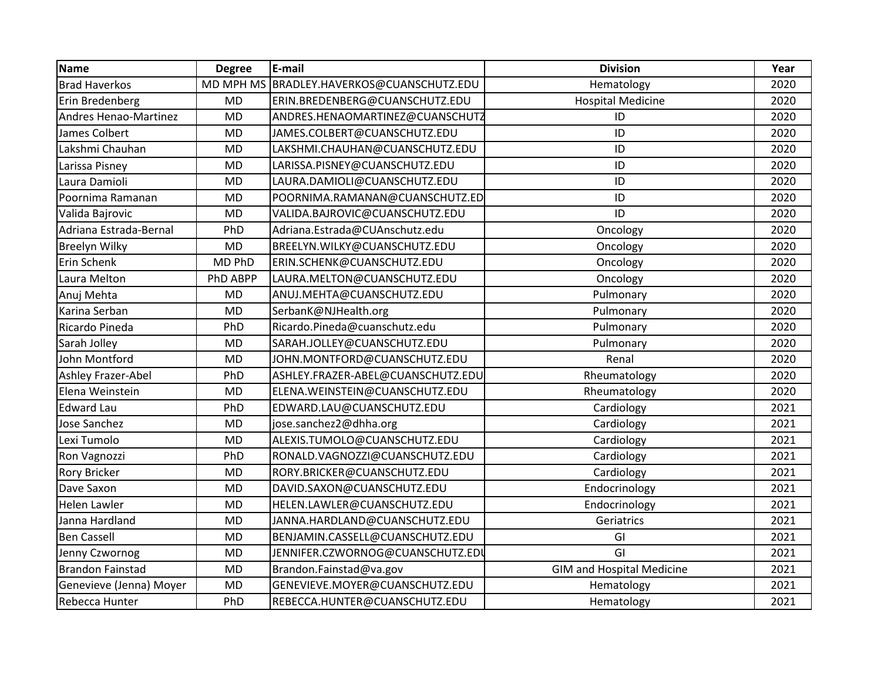| Name | Degree | E-mail | Division | Year |
|---|---|---|---|---|
| Brad Haverkos | MD MPH MS | BRADLEY.HAVERKOS@CUANSCHUTZ.EDU | Hematology | 2020 |
| Erin Bredenberg | MD | ERIN.BREDENBERG@CUANSCHUTZ.EDU | Hospital Medicine | 2020 |
| Andres Henao-Martinez | MD | ANDRES.HENAOMARTINEZ@CUANSCHUTZ | ID | 2020 |
| James Colbert | MD | JAMES.COLBERT@CUANSCHUTZ.EDU | ID | 2020 |
| Lakshmi Chauhan | MD | LAKSHMI.CHAUHAN@CUANSCHUTZ.EDU | ID | 2020 |
| Larissa Pisney | MD | LARISSA.PISNEY@CUANSCHUTZ.EDU | ID | 2020 |
| Laura Damioli | MD | LAURA.DAMIOLI@CUANSCHUTZ.EDU | ID | 2020 |
| Poornima Ramanan | MD | POORNIMA.RAMANAN@CUANSCHUTZ.ED | ID | 2020 |
| Valida Bajrovic | MD | VALIDA.BAJROVIC@CUANSCHUTZ.EDU | ID | 2020 |
| Adriana Estrada-Bernal | PhD | Adriana.Estrada@CUAnschutz.edu | Oncology | 2020 |
| Breelyn Wilky | MD | BREELYN.WILKY@CUANSCHUTZ.EDU | Oncology | 2020 |
| Erin Schenk | MD PhD | ERIN.SCHENK@CUANSCHUTZ.EDU | Oncology | 2020 |
| Laura Melton | PhD ABPP | LAURA.MELTON@CUANSCHUTZ.EDU | Oncology | 2020 |
| Anuj Mehta | MD | ANUJ.MEHTA@CUANSCHUTZ.EDU | Pulmonary | 2020 |
| Karina Serban | MD | SerbanK@NJHealth.org | Pulmonary | 2020 |
| Ricardo Pineda | PhD | Ricardo.Pineda@cuanschutz.edu | Pulmonary | 2020 |
| Sarah Jolley | MD | SARAH.JOLLEY@CUANSCHUTZ.EDU | Pulmonary | 2020 |
| John Montford | MD | JOHN.MONTFORD@CUANSCHUTZ.EDU | Renal | 2020 |
| Ashley Frazer-Abel | PhD | ASHLEY.FRAZER-ABEL@CUANSCHUTZ.EDU | Rheumatology | 2020 |
| Elena Weinstein | MD | ELENA.WEINSTEIN@CUANSCHUTZ.EDU | Rheumatology | 2020 |
| Edward Lau | PhD | EDWARD.LAU@CUANSCHUTZ.EDU | Cardiology | 2021 |
| Jose Sanchez | MD | jose.sanchez2@dhha.org | Cardiology | 2021 |
| Lexi Tumolo | MD | ALEXIS.TUMOLO@CUANSCHUTZ.EDU | Cardiology | 2021 |
| Ron Vagnozzi | PhD | RONALD.VAGNOZZI@CUANSCHUTZ.EDU | Cardiology | 2021 |
| Rory Bricker | MD | RORY.BRICKER@CUANSCHUTZ.EDU | Cardiology | 2021 |
| Dave Saxon | MD | DAVID.SAXON@CUANSCHUTZ.EDU | Endocrinology | 2021 |
| Helen Lawler | MD | HELEN.LAWLER@CUANSCHUTZ.EDU | Endocrinology | 2021 |
| Janna Hardland | MD | JANNA.HARDLAND@CUANSCHUTZ.EDU | Geriatrics | 2021 |
| Ben Cassell | MD | BENJAMIN.CASSELL@CUANSCHUTZ.EDU | GI | 2021 |
| Jenny Czwornog | MD | JENNIFER.CZWORNOG@CUANSCHUTZ.EDU | GI | 2021 |
| Brandon Fainstad | MD | Brandon.Fainstad@va.gov | GIM and Hospital Medicine | 2021 |
| Genevieve (Jenna) Moyer | MD | GENEVIEVE.MOYER@CUANSCHUTZ.EDU | Hematology | 2021 |
| Rebecca Hunter | PhD | REBECCA.HUNTER@CUANSCHUTZ.EDU | Hematology | 2021 |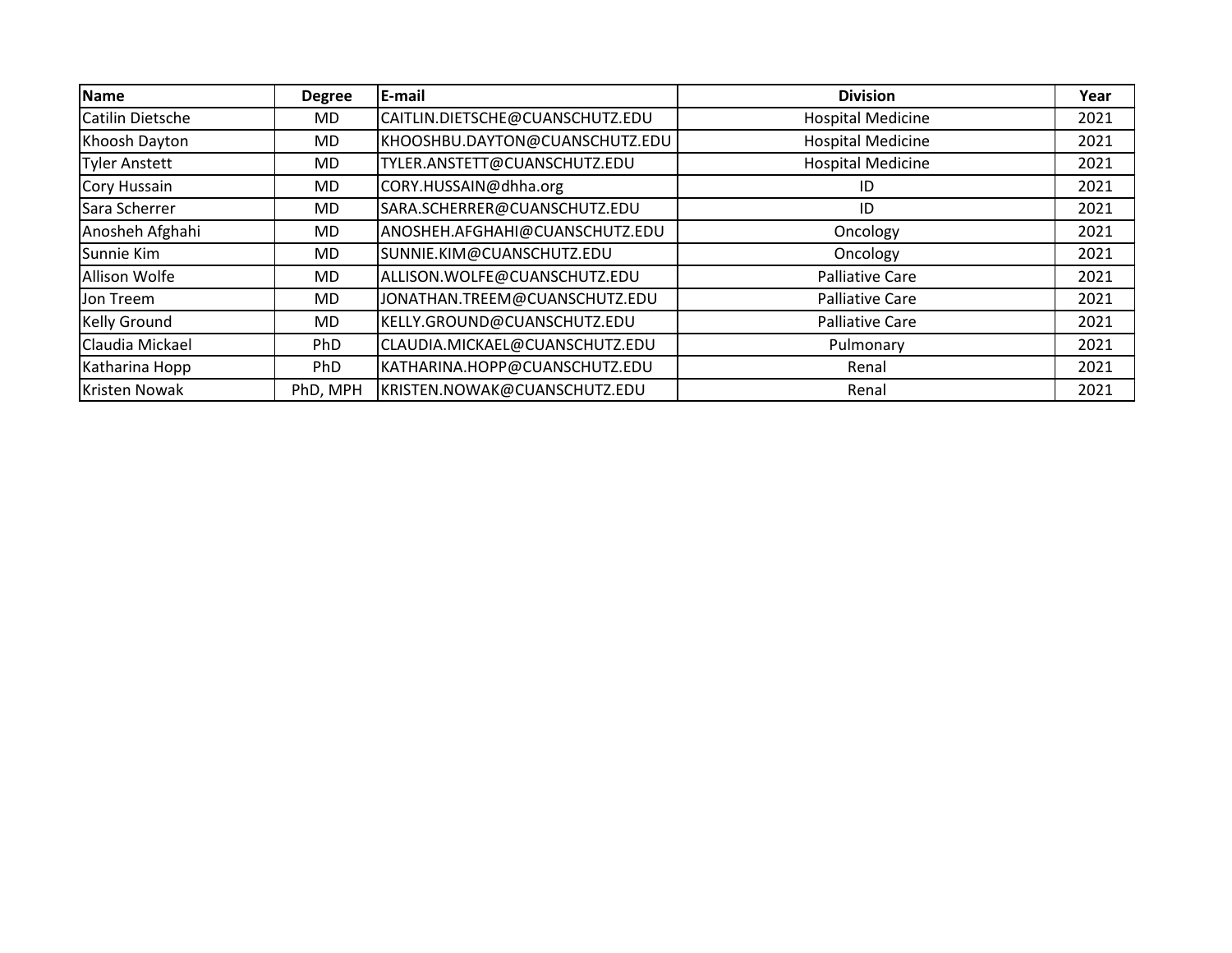| Name | Degree | E-mail | Division | Year |
| --- | --- | --- | --- | --- |
| Catilin Dietsche | MD | CAITLIN.DIETSCHE@CUANSCHUTZ.EDU | Hospital Medicine | 2021 |
| Khoosh Dayton | MD | KHOOSHBU.DAYTON@CUANSCHUTZ.EDU | Hospital Medicine | 2021 |
| Tyler Anstett | MD | TYLER.ANSTETT@CUANSCHUTZ.EDU | Hospital Medicine | 2021 |
| Cory Hussain | MD | CORY.HUSSAIN@dhha.org | ID | 2021 |
| Sara Scherrer | MD | SARA.SCHERRER@CUANSCHUTZ.EDU | ID | 2021 |
| Anosheh Afghahi | MD | ANOSHEH.AFGHAHI@CUANSCHUTZ.EDU | Oncology | 2021 |
| Sunnie Kim | MD | SUNNIE.KIM@CUANSCHUTZ.EDU | Oncology | 2021 |
| Allison Wolfe | MD | ALLISON.WOLFE@CUANSCHUTZ.EDU | Palliative Care | 2021 |
| Jon Treem | MD | JONATHAN.TREEM@CUANSCHUTZ.EDU | Palliative Care | 2021 |
| Kelly Ground | MD | KELLY.GROUND@CUANSCHUTZ.EDU | Palliative Care | 2021 |
| Claudia Mickael | PhD | CLAUDIA.MICKAEL@CUANSCHUTZ.EDU | Pulmonary | 2021 |
| Katharina Hopp | PhD | KATHARINA.HOPP@CUANSCHUTZ.EDU | Renal | 2021 |
| Kristen Nowak | PhD, MPH | KRISTEN.NOWAK@CUANSCHUTZ.EDU | Renal | 2021 |